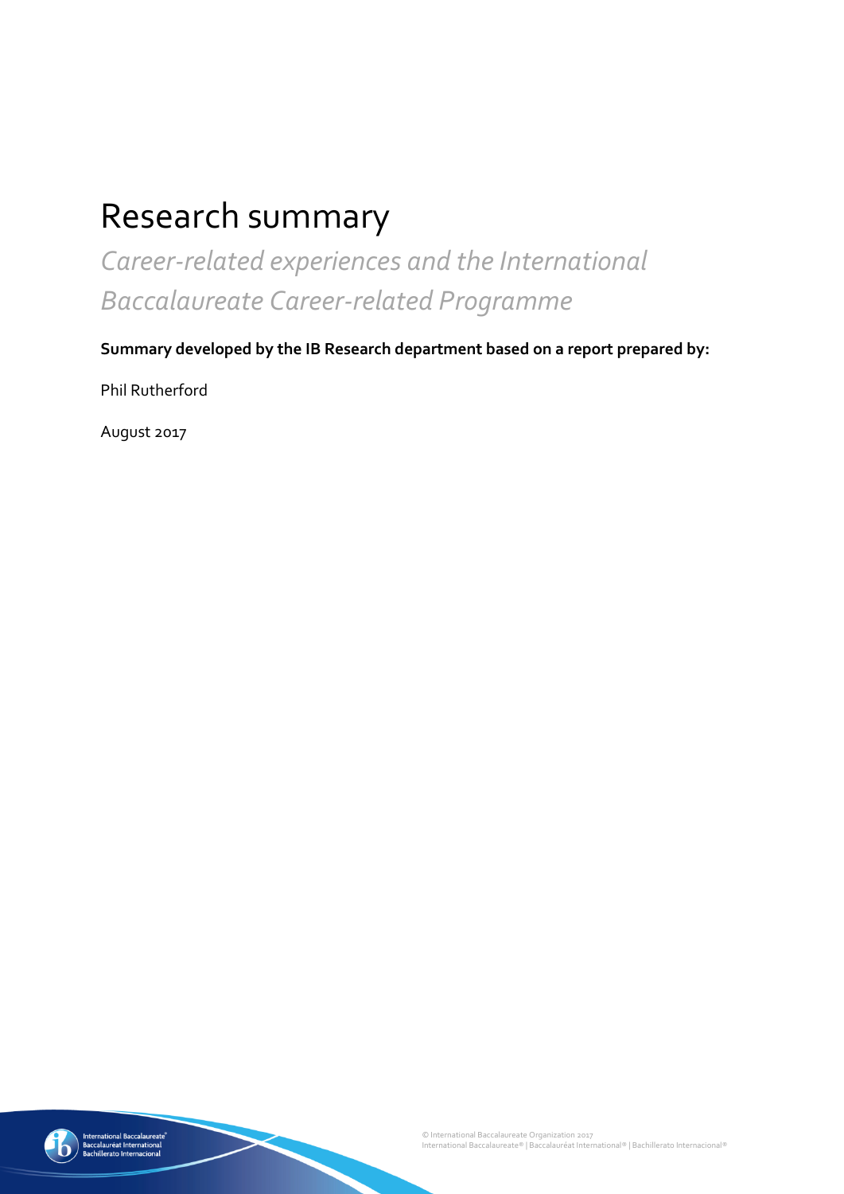# Research summary

## *Career-related experiences and the International Baccalaureate Career-related Programme*

**Summary developed by the IB Research department based on a report prepared by:**

Phil Rutherford

August 2017

© International Baccalaureate Organization 2017
International Baccalaureate® | Baccalauréat International® | Bachillerato Internacional®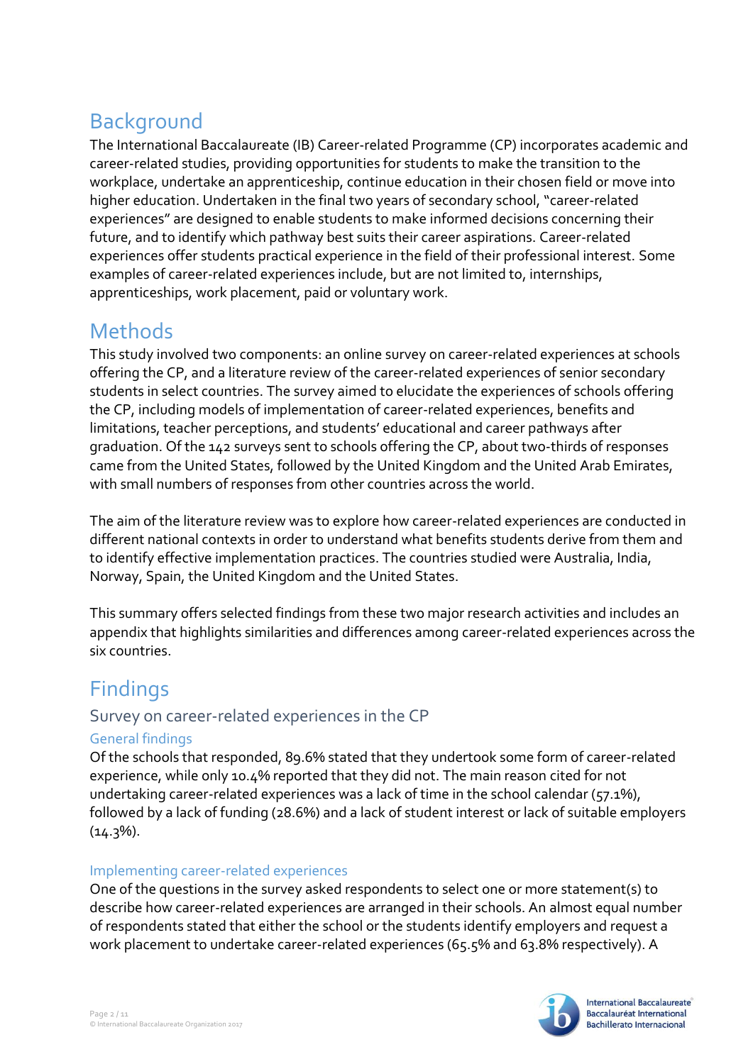## Background

The International Baccalaureate (IB) Career-related Programme (CP) incorporates academic and career-related studies, providing opportunities for students to make the transition to the workplace, undertake an apprenticeship, continue education in their chosen field or move into higher education. Undertaken in the final two years of secondary school, "career-related experiences" are designed to enable students to make informed decisions concerning their future, and to identify which pathway best suits their career aspirations. Career-related experiences offer students practical experience in the field of their professional interest. Some examples of career-related experiences include, but are not limited to, internships, apprenticeships, work placement, paid or voluntary work.

## Methods

This study involved two components: an online survey on career-related experiences at schools offering the CP, and a literature review of the career-related experiences of senior secondary students in select countries. The survey aimed to elucidate the experiences of schools offering the CP, including models of implementation of career-related experiences, benefits and limitations, teacher perceptions, and students' educational and career pathways after graduation. Of the 142 surveys sent to schools offering the CP, about two-thirds of responses came from the United States, followed by the United Kingdom and the United Arab Emirates, with small numbers of responses from other countries across the world.

The aim of the literature review was to explore how career-related experiences are conducted in different national contexts in order to understand what benefits students derive from them and to identify effective implementation practices. The countries studied were Australia, India, Norway, Spain, the United Kingdom and the United States.

This summary offers selected findings from these two major research activities and includes an appendix that highlights similarities and differences among career-related experiences across the six countries.

## Findings

### Survey on career-related experiences in the CP

#### General findings

Of the schools that responded, 89.6% stated that they undertook some form of career-related experience, while only 10.4% reported that they did not. The main reason cited for not undertaking career-related experiences was a lack of time in the school calendar (57.1%), followed by a lack of funding (28.6%) and a lack of student interest or lack of suitable employers (14.3%).

#### Implementing career-related experiences

One of the questions in the survey asked respondents to select one or more statement(s) to describe how career-related experiences are arranged in their schools. An almost equal number of respondents stated that either the school or the students identify employers and request a work placement to undertake career-related experiences (65.5% and 63.8% respectively). A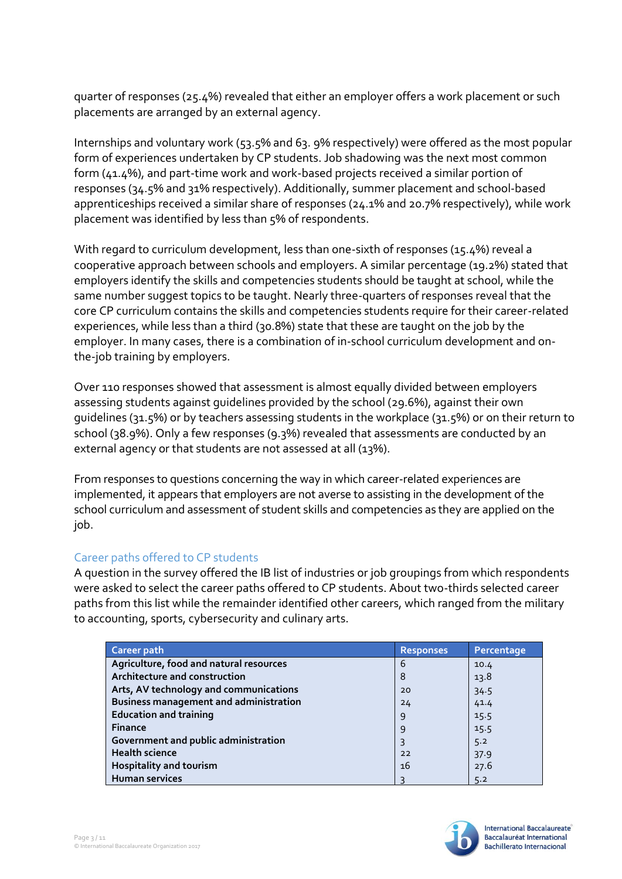quarter of responses (25.4%) revealed that either an employer offers a work placement or such placements are arranged by an external agency.

Internships and voluntary work (53.5% and 63. 9% respectively) were offered as the most popular form of experiences undertaken by CP students. Job shadowing was the next most common form (41.4%), and part-time work and work-based projects received a similar portion of responses (34.5% and 31% respectively). Additionally, summer placement and school-based apprenticeships received a similar share of responses (24.1% and 20.7% respectively), while work placement was identified by less than 5% of respondents.

With regard to curriculum development, less than one-sixth of responses (15.4%) reveal a cooperative approach between schools and employers. A similar percentage (19.2%) stated that employers identify the skills and competencies students should be taught at school, while the same number suggest topics to be taught. Nearly three-quarters of responses reveal that the core CP curriculum contains the skills and competencies students require for their career-related experiences, while less than a third (30.8%) state that these are taught on the job by the employer. In many cases, there is a combination of in-school curriculum development and on-the-job training by employers.

Over 110 responses showed that assessment is almost equally divided between employers assessing students against guidelines provided by the school (29.6%), against their own guidelines (31.5%) or by teachers assessing students in the workplace (31.5%) or on their return to school (38.9%). Only a few responses (9.3%) revealed that assessments are conducted by an external agency or that students are not assessed at all (13%).

From responses to questions concerning the way in which career-related experiences are implemented, it appears that employers are not averse to assisting in the development of the school curriculum and assessment of student skills and competencies as they are applied on the job.

## Career paths offered to CP students

A question in the survey offered the IB list of industries or job groupings from which respondents were asked to select the career paths offered to CP students. About two-thirds selected career paths from this list while the remainder identified other careers, which ranged from the military to accounting, sports, cybersecurity and culinary arts.

| Career path | Responses | Percentage |
|---|---|---|
| **Agriculture, food and natural resources** | 6 | 10.4 |
| **Architecture and construction** | 8 | 13.8 |
| **Arts, AV technology and communications** | 20 | 34.5 |
| **Business management and administration** | 24 | 41.4 |
| **Education and training** | 9 | 15.5 |
| **Finance** | 9 | 15.5 |
| **Government and public administration** | 3 | 5.2 |
| **Health science** | 22 | 37.9 |
| **Hospitality and tourism** | 16 | 27.6 |
| **Human services** | 3 | 5.2 |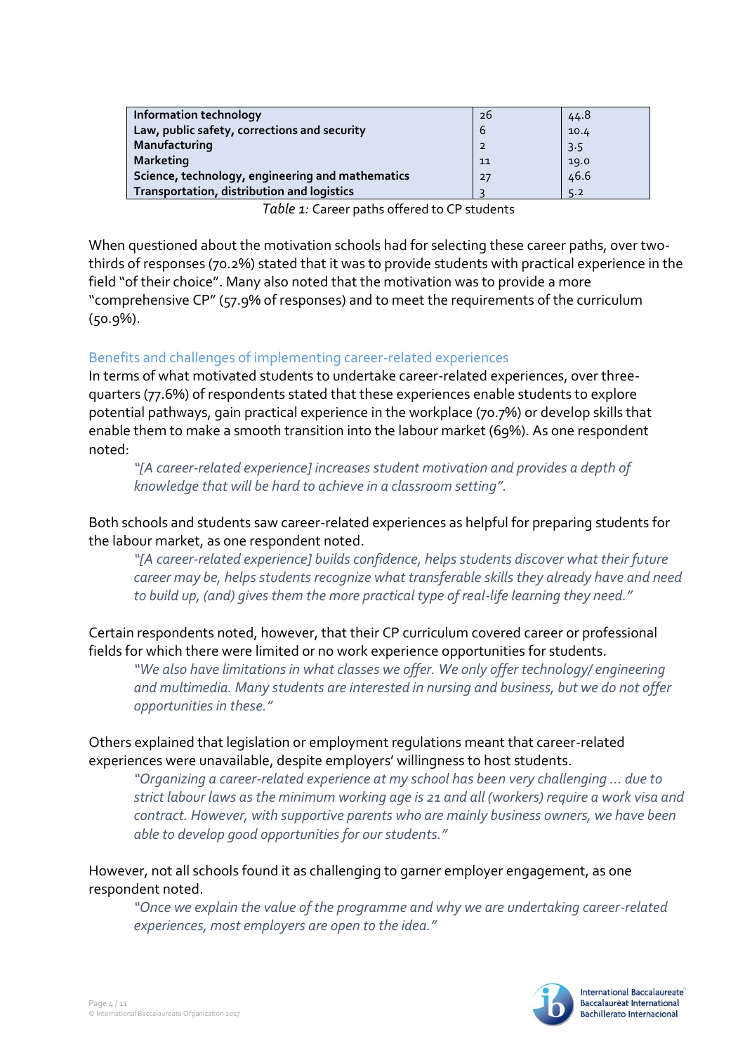| | | |
|---|---|---|
| **Information technology** | 26 | 44.8 |
| **Law, public safety, corrections and security** | 6 | 10.4 |
| **Manufacturing** | 2 | 3.5 |
| **Marketing** | 11 | 19.0 |
| **Science, technology, engineering and mathematics** | 27 | 46.6 |
| **Transportation, distribution and logistics** | 3 | 5.2 |

*Table 1:* Career paths offered to CP students

When questioned about the motivation schools had for selecting these career paths, over two-thirds of responses (70.2%) stated that it was to provide students with practical experience in the field "of their choice". Many also noted that the motivation was to provide a more "comprehensive CP" (57.9% of responses) and to meet the requirements of the curriculum (50.9%).

### Benefits and challenges of implementing career-related experiences

In terms of what motivated students to undertake career-related experiences, over three-quarters (77.6%) of respondents stated that these experiences enable students to explore potential pathways, gain practical experience in the workplace (70.7%) or develop skills that enable them to make a smooth transition into the labour market (69%). As one respondent noted:

> *"[A career-related experience] increases student motivation and provides a depth of knowledge that will be hard to achieve in a classroom setting".*

Both schools and students saw career-related experiences as helpful for preparing students for the labour market, as one respondent noted.

> *"[A career-related experience] builds confidence, helps students discover what their future career may be, helps students recognize what transferable skills they already have and need to build up, (and) gives them the more practical type of real-life learning they need."*

Certain respondents noted, however, that their CP curriculum covered career or professional fields for which there were limited or no work experience opportunities for students.

> *"We also have limitations in what classes we offer. We only offer technology/ engineering and multimedia. Many students are interested in nursing and business, but we do not offer opportunities in these."*

Others explained that legislation or employment regulations meant that career-related experiences were unavailable, despite employers' willingness to host students.

> *"Organizing a career-related experience at my school has been very challenging ... due to strict labour laws as the minimum working age is 21 and all (workers) require a work visa and contract. However, with supportive parents who are mainly business owners, we have been able to develop good opportunities for our students."*

However, not all schools found it as challenging to garner employer engagement, as one respondent noted.

> *"Once we explain the value of the programme and why we are undertaking career-related experiences, most employers are open to the idea."*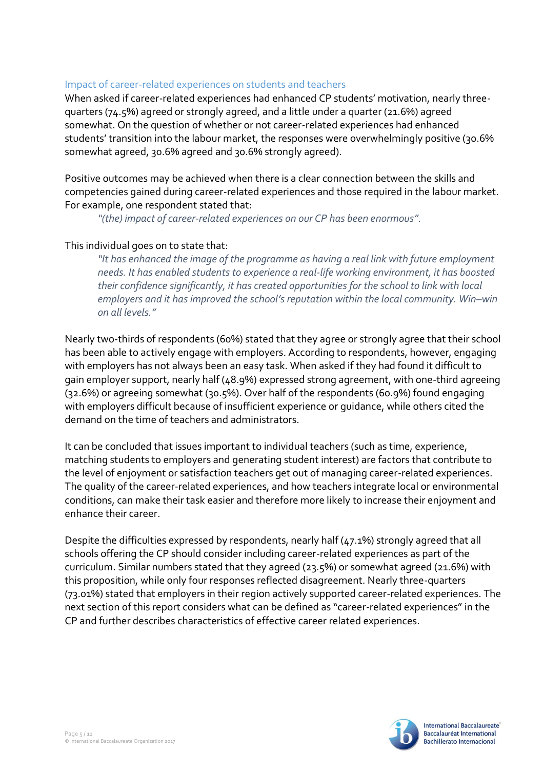## Impact of career-related experiences on students and teachers

When asked if career-related experiences had enhanced CP students' motivation, nearly three-quarters (74.5%) agreed or strongly agreed, and a little under a quarter (21.6%) agreed somewhat. On the question of whether or not career-related experiences had enhanced students' transition into the labour market, the responses were overwhelmingly positive (30.6% somewhat agreed, 30.6% agreed and 30.6% strongly agreed).

Positive outcomes may be achieved when there is a clear connection between the skills and competencies gained during career-related experiences and those required in the labour market. For example, one respondent stated that:

> *"(the) impact of career-related experiences on our CP has been enormous".*

This individual goes on to state that:

> *"It has enhanced the image of the programme as having a real link with future employment needs. It has enabled students to experience a real-life working environment, it has boosted their confidence significantly, it has created opportunities for the school to link with local employers and it has improved the school's reputation within the local community. Win–win on all levels."*

Nearly two-thirds of respondents (60%) stated that they agree or strongly agree that their school has been able to actively engage with employers. According to respondents, however, engaging with employers has not always been an easy task. When asked if they had found it difficult to gain employer support, nearly half (48.9%) expressed strong agreement, with one-third agreeing (32.6%) or agreeing somewhat (30.5%). Over half of the respondents (60.9%) found engaging with employers difficult because of insufficient experience or guidance, while others cited the demand on the time of teachers and administrators.

It can be concluded that issues important to individual teachers (such as time, experience, matching students to employers and generating student interest) are factors that contribute to the level of enjoyment or satisfaction teachers get out of managing career-related experiences. The quality of the career-related experiences, and how teachers integrate local or environmental conditions, can make their task easier and therefore more likely to increase their enjoyment and enhance their career.

Despite the difficulties expressed by respondents, nearly half (47.1%) strongly agreed that all schools offering the CP should consider including career-related experiences as part of the curriculum. Similar numbers stated that they agreed (23.5%) or somewhat agreed (21.6%) with this proposition, while only four responses reflected disagreement. Nearly three-quarters (73.01%) stated that employers in their region actively supported career-related experiences. The next section of this report considers what can be defined as "career-related experiences" in the CP and further describes characteristics of effective career related experiences.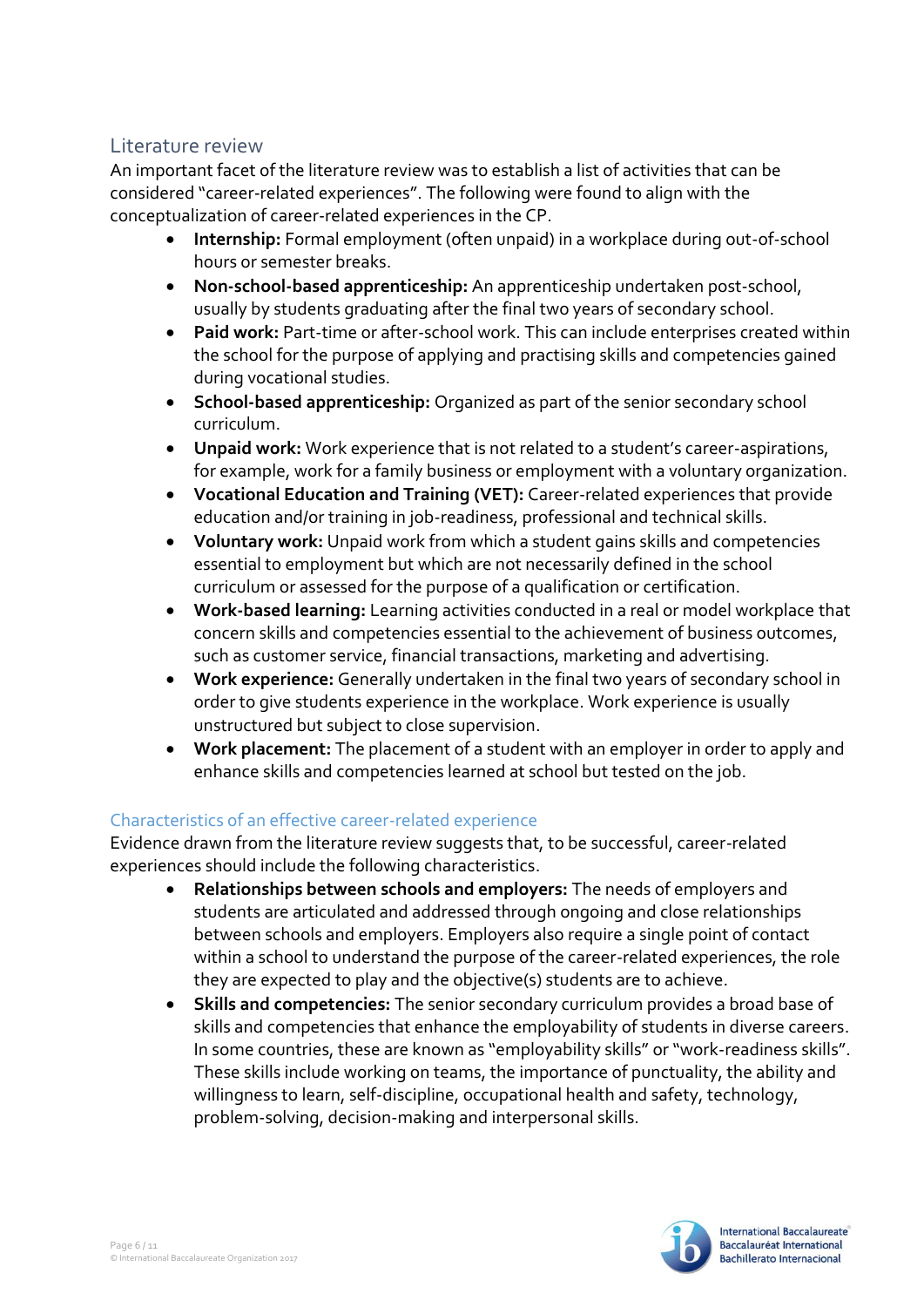## Literature review

An important facet of the literature review was to establish a list of activities that can be considered "career-related experiences". The following were found to align with the conceptualization of career-related experiences in the CP.

- **Internship:** Formal employment (often unpaid) in a workplace during out-of-school hours or semester breaks.
- **Non-school-based apprenticeship:** An apprenticeship undertaken post-school, usually by students graduating after the final two years of secondary school.
- **Paid work:** Part-time or after-school work. This can include enterprises created within the school for the purpose of applying and practising skills and competencies gained during vocational studies.
- **School-based apprenticeship:** Organized as part of the senior secondary school curriculum.
- **Unpaid work:** Work experience that is not related to a student's career-aspirations, for example, work for a family business or employment with a voluntary organization.
- **Vocational Education and Training (VET):** Career-related experiences that provide education and/or training in job-readiness, professional and technical skills.
- **Voluntary work:** Unpaid work from which a student gains skills and competencies essential to employment but which are not necessarily defined in the school curriculum or assessed for the purpose of a qualification or certification.
- **Work-based learning:** Learning activities conducted in a real or model workplace that concern skills and competencies essential to the achievement of business outcomes, such as customer service, financial transactions, marketing and advertising.
- **Work experience:** Generally undertaken in the final two years of secondary school in order to give students experience in the workplace. Work experience is usually unstructured but subject to close supervision.
- **Work placement:** The placement of a student with an employer in order to apply and enhance skills and competencies learned at school but tested on the job.

### Characteristics of an effective career-related experience

Evidence drawn from the literature review suggests that, to be successful, career-related experiences should include the following characteristics.

- **Relationships between schools and employers:** The needs of employers and students are articulated and addressed through ongoing and close relationships between schools and employers. Employers also require a single point of contact within a school to understand the purpose of the career-related experiences, the role they are expected to play and the objective(s) students are to achieve.
- **Skills and competencies:** The senior secondary curriculum provides a broad base of skills and competencies that enhance the employability of students in diverse careers. In some countries, these are known as "employability skills" or "work-readiness skills". These skills include working on teams, the importance of punctuality, the ability and willingness to learn, self-discipline, occupational health and safety, technology, problem-solving, decision-making and interpersonal skills.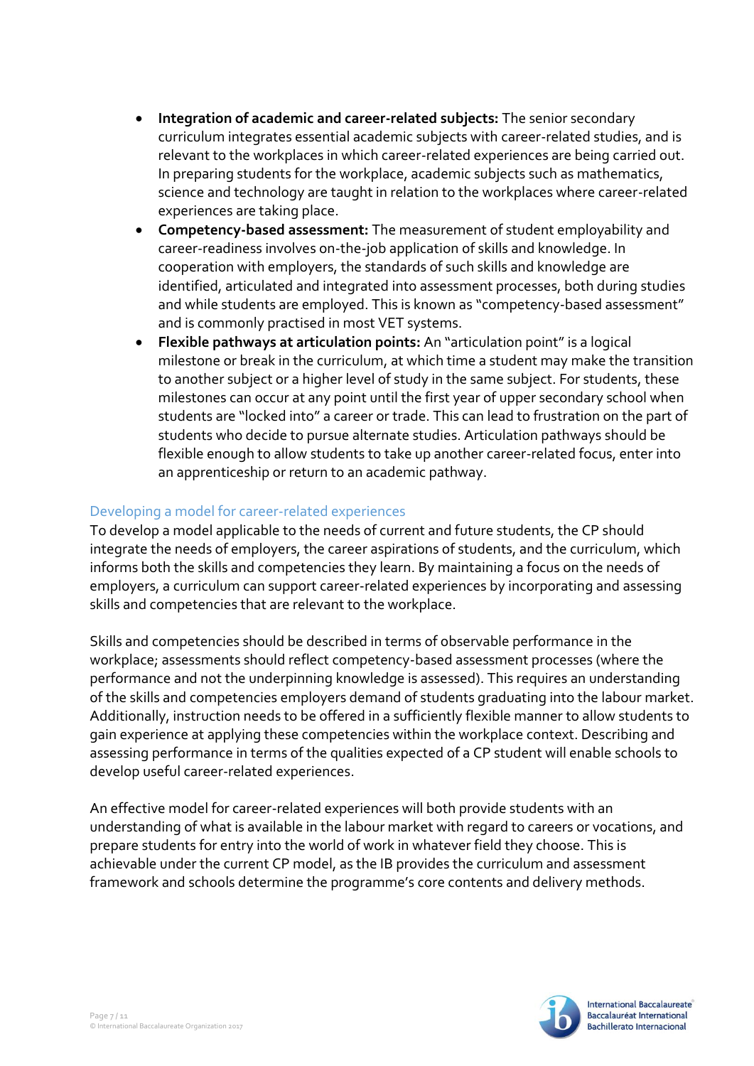- **Integration of academic and career-related subjects:** The senior secondary curriculum integrates essential academic subjects with career-related studies, and is relevant to the workplaces in which career-related experiences are being carried out. In preparing students for the workplace, academic subjects such as mathematics, science and technology are taught in relation to the workplaces where career-related experiences are taking place.
- **Competency-based assessment:** The measurement of student employability and career-readiness involves on-the-job application of skills and knowledge. In cooperation with employers, the standards of such skills and knowledge are identified, articulated and integrated into assessment processes, both during studies and while students are employed. This is known as "competency-based assessment" and is commonly practised in most VET systems.
- **Flexible pathways at articulation points:** An "articulation point" is a logical milestone or break in the curriculum, at which time a student may make the transition to another subject or a higher level of study in the same subject. For students, these milestones can occur at any point until the first year of upper secondary school when students are "locked into" a career or trade. This can lead to frustration on the part of students who decide to pursue alternate studies. Articulation pathways should be flexible enough to allow students to take up another career-related focus, enter into an apprenticeship or return to an academic pathway.

## Developing a model for career-related experiences

To develop a model applicable to the needs of current and future students, the CP should integrate the needs of employers, the career aspirations of students, and the curriculum, which informs both the skills and competencies they learn. By maintaining a focus on the needs of employers, a curriculum can support career-related experiences by incorporating and assessing skills and competencies that are relevant to the workplace.

Skills and competencies should be described in terms of observable performance in the workplace; assessments should reflect competency-based assessment processes (where the performance and not the underpinning knowledge is assessed). This requires an understanding of the skills and competencies employers demand of students graduating into the labour market. Additionally, instruction needs to be offered in a sufficiently flexible manner to allow students to gain experience at applying these competencies within the workplace context. Describing and assessing performance in terms of the qualities expected of a CP student will enable schools to develop useful career-related experiences.

An effective model for career-related experiences will both provide students with an understanding of what is available in the labour market with regard to careers or vocations, and prepare students for entry into the world of work in whatever field they choose. This is achievable under the current CP model, as the IB provides the curriculum and assessment framework and schools determine the programme's core contents and delivery methods.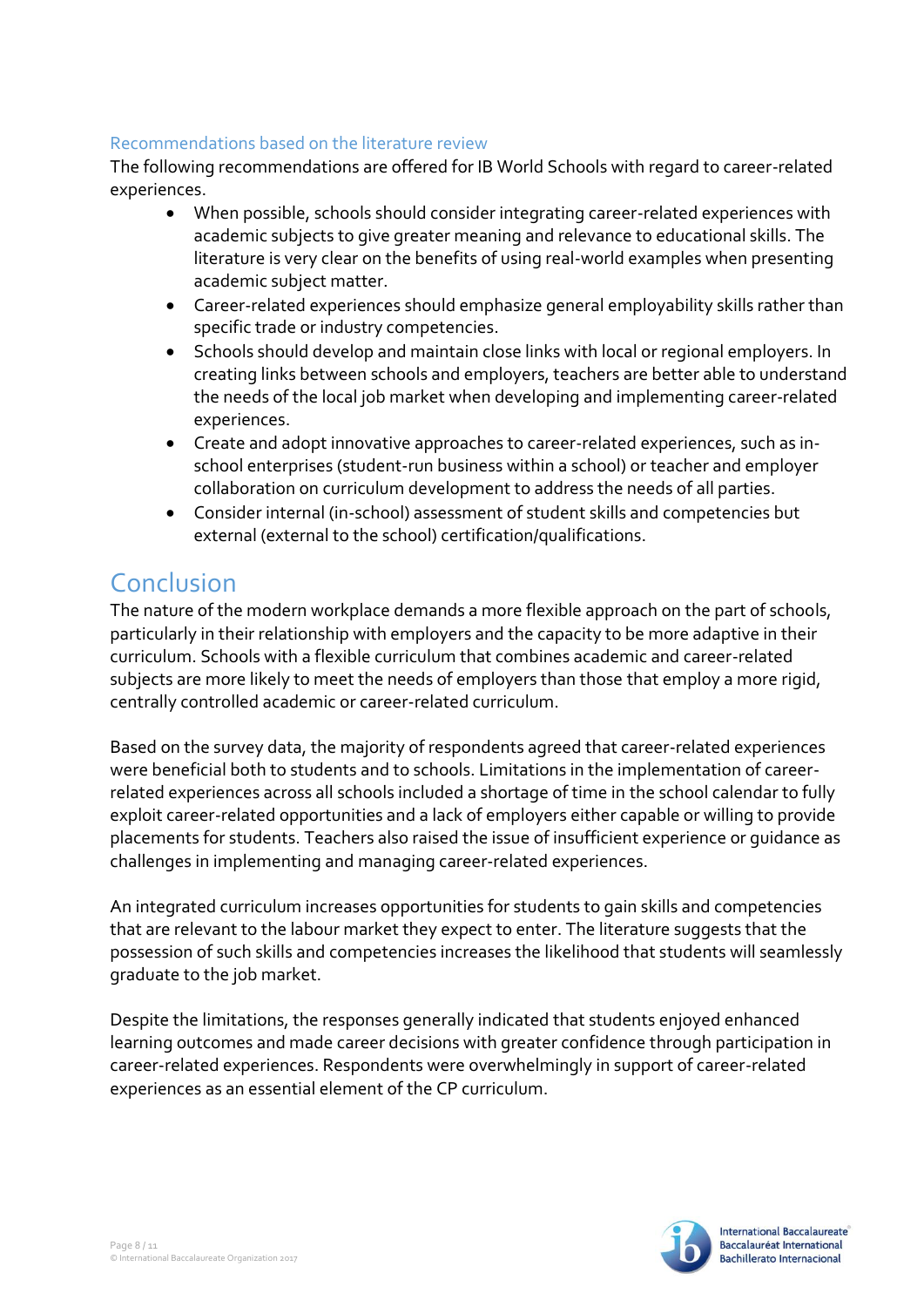### Recommendations based on the literature review

The following recommendations are offered for IB World Schools with regard to career-related experiences.

- When possible, schools should consider integrating career-related experiences with academic subjects to give greater meaning and relevance to educational skills. The literature is very clear on the benefits of using real-world examples when presenting academic subject matter.
- Career-related experiences should emphasize general employability skills rather than specific trade or industry competencies.
- Schools should develop and maintain close links with local or regional employers. In creating links between schools and employers, teachers are better able to understand the needs of the local job market when developing and implementing career-related experiences.
- Create and adopt innovative approaches to career-related experiences, such as in-school enterprises (student-run business within a school) or teacher and employer collaboration on curriculum development to address the needs of all parties.
- Consider internal (in-school) assessment of student skills and competencies but external (external to the school) certification/qualifications.

## Conclusion

The nature of the modern workplace demands a more flexible approach on the part of schools, particularly in their relationship with employers and the capacity to be more adaptive in their curriculum. Schools with a flexible curriculum that combines academic and career-related subjects are more likely to meet the needs of employers than those that employ a more rigid, centrally controlled academic or career-related curriculum.

Based on the survey data, the majority of respondents agreed that career-related experiences were beneficial both to students and to schools. Limitations in the implementation of career-related experiences across all schools included a shortage of time in the school calendar to fully exploit career-related opportunities and a lack of employers either capable or willing to provide placements for students. Teachers also raised the issue of insufficient experience or guidance as challenges in implementing and managing career-related experiences.

An integrated curriculum increases opportunities for students to gain skills and competencies that are relevant to the labour market they expect to enter. The literature suggests that the possession of such skills and competencies increases the likelihood that students will seamlessly graduate to the job market.

Despite the limitations, the responses generally indicated that students enjoyed enhanced learning outcomes and made career decisions with greater confidence through participation in career-related experiences. Respondents were overwhelmingly in support of career-related experiences as an essential element of the CP curriculum.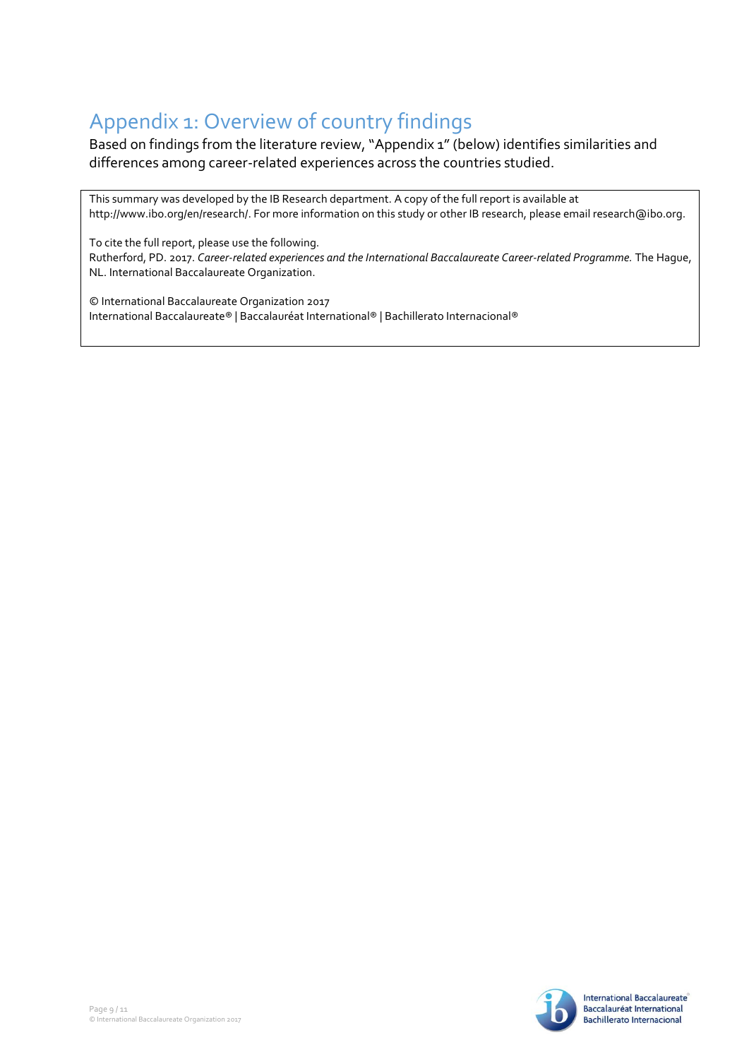# Appendix 1: Overview of country findings

Based on findings from the literature review, "Appendix 1" (below) identifies similarities and differences among career-related experiences across the countries studied.

This summary was developed by the IB Research department. A copy of the full report is available at http://www.ibo.org/en/research/. For more information on this study or other IB research, please email research@ibo.org.

To cite the full report, please use the following.
Rutherford, PD. 2017. *Career-related experiences and the International Baccalaureate Career-related Programme.* The Hague, NL. International Baccalaureate Organization.

© International Baccalaureate Organization 2017
International Baccalaureate® | Baccalauréat International® | Bachillerato Internacional®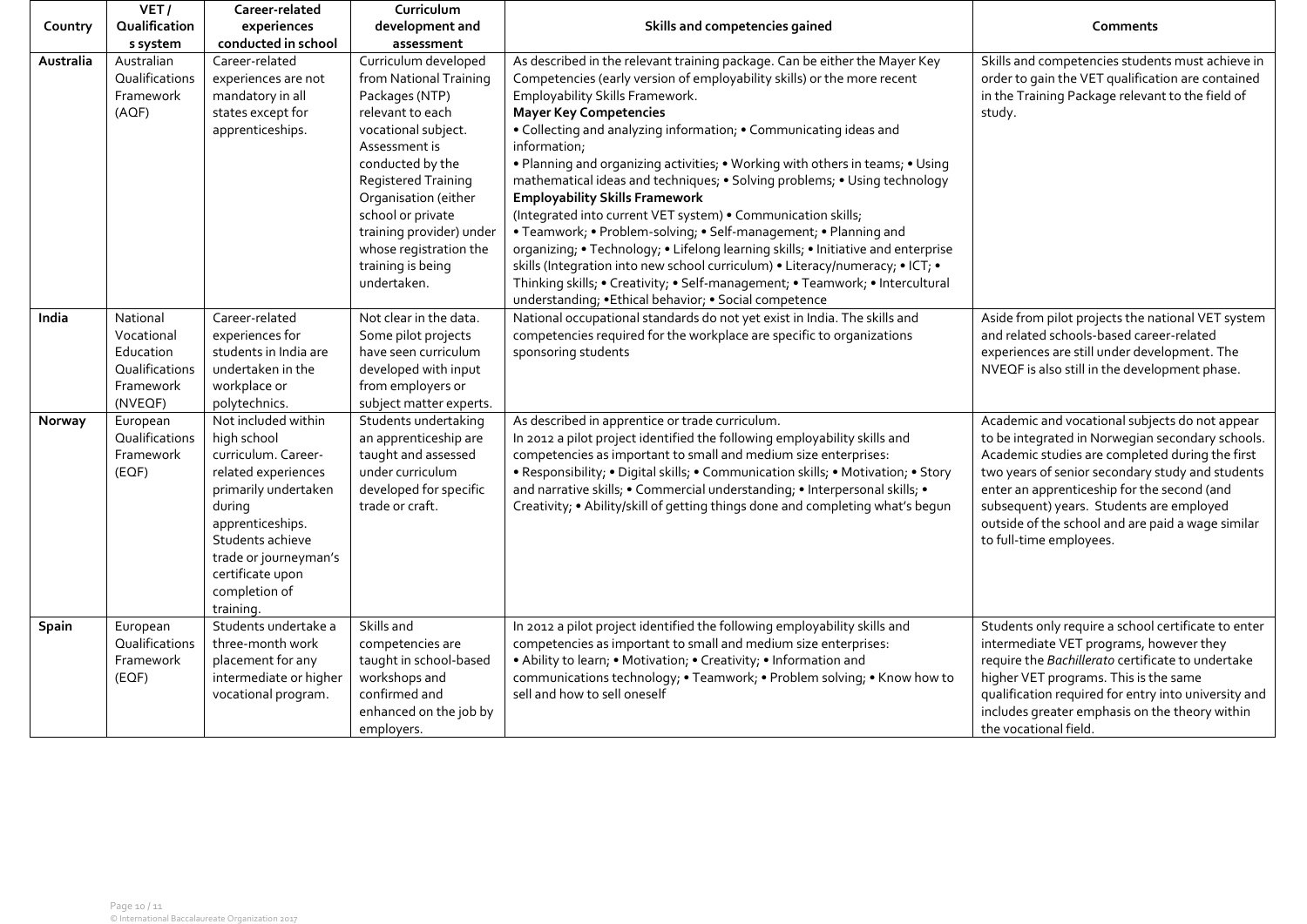| Country | VET / Qualifications system | Career-related experiences conducted in school | Curriculum development and assessment | Skills and competencies gained | Comments |
|---|---|---|---|---|---|
| **Australia** | Australian Qualifications Framework (AQF) | Career-related experiences are not mandatory in all states except for apprenticeships. | Curriculum developed from National Training Packages (NTP) relevant to each vocational subject. Assessment is conducted by the Registered Training Organisation (either school or private training provider) under whose registration the training is being undertaken. | As described in the relevant training package. Can be either the Mayer Key Competencies (early version of employability skills) or the more recent Employability Skills Framework.<br>**Mayer Key Competencies**<br>• Collecting and analyzing information; • Communicating ideas and information;<br>• Planning and organizing activities; • Working with others in teams; • Using mathematical ideas and techniques; • Solving problems; • Using technology<br>**Employability Skills Framework**<br>(Integrated into current VET system) • Communication skills;<br>• Teamwork; • Problem-solving; • Self-management; • Planning and organizing; • Technology; • Lifelong learning skills; • Initiative and enterprise skills (Integration into new school curriculum) • Literacy/numeracy; • ICT; • Thinking skills; • Creativity; • Self-management; • Teamwork; • Intercultural understanding; •Ethical behavior; • Social competence | Skills and competencies students must achieve in order to gain the VET qualification are contained in the Training Package relevant to the field of study. |
| **India** | National Vocational Education Qualifications Framework (NVEQF) | Career-related experiences for students in India are undertaken in the workplace or polytechnics. | Not clear in the data. Some pilot projects have seen curriculum developed with input from employers or subject matter experts. | National occupational standards do not yet exist in India. The skills and competencies required for the workplace are specific to organizations sponsoring students | Aside from pilot projects the national VET system and related schools-based career-related experiences are still under development. The NVEQF is also still in the development phase. |
| **Norway** | European Qualifications Framework (EQF) | Not included within high school curriculum. Career-related experiences primarily undertaken during apprenticeships. Students achieve trade or journeyman's certificate upon completion of training. | Students undertaking an apprenticeship are taught and assessed under curriculum developed for specific trade or craft. | As described in apprentice or trade curriculum.<br>In 2012 a pilot project identified the following employability skills and competencies as important to small and medium size enterprises:<br>• Responsibility; • Digital skills; • Communication skills; • Motivation; • Story and narrative skills; • Commercial understanding; • Interpersonal skills; • Creativity; • Ability/skill of getting things done and completing what's begun | Academic and vocational subjects do not appear to be integrated in Norwegian secondary schools. Academic studies are completed during the first two years of senior secondary study and students enter an apprenticeship for the second (and subsequent) years. Students are employed outside of the school and are paid a wage similar to full-time employees. |
| **Spain** | European Qualifications Framework (EQF) | Students undertake a three-month work placement for any intermediate or higher vocational program. | Skills and competencies are taught in school-based workshops and confirmed and enhanced on the job by employers. | In 2012 a pilot project identified the following employability skills and competencies as important to small and medium size enterprises:<br>• Ability to learn; • Motivation; • Creativity; • Information and communications technology; • Teamwork; • Problem solving; • Know how to sell and how to sell oneself | Students only require a school certificate to enter intermediate VET programs, however they require the *Bachillerato* certificate to undertake higher VET programs. This is the same qualification required for entry into university and includes greater emphasis on the theory within the vocational field. |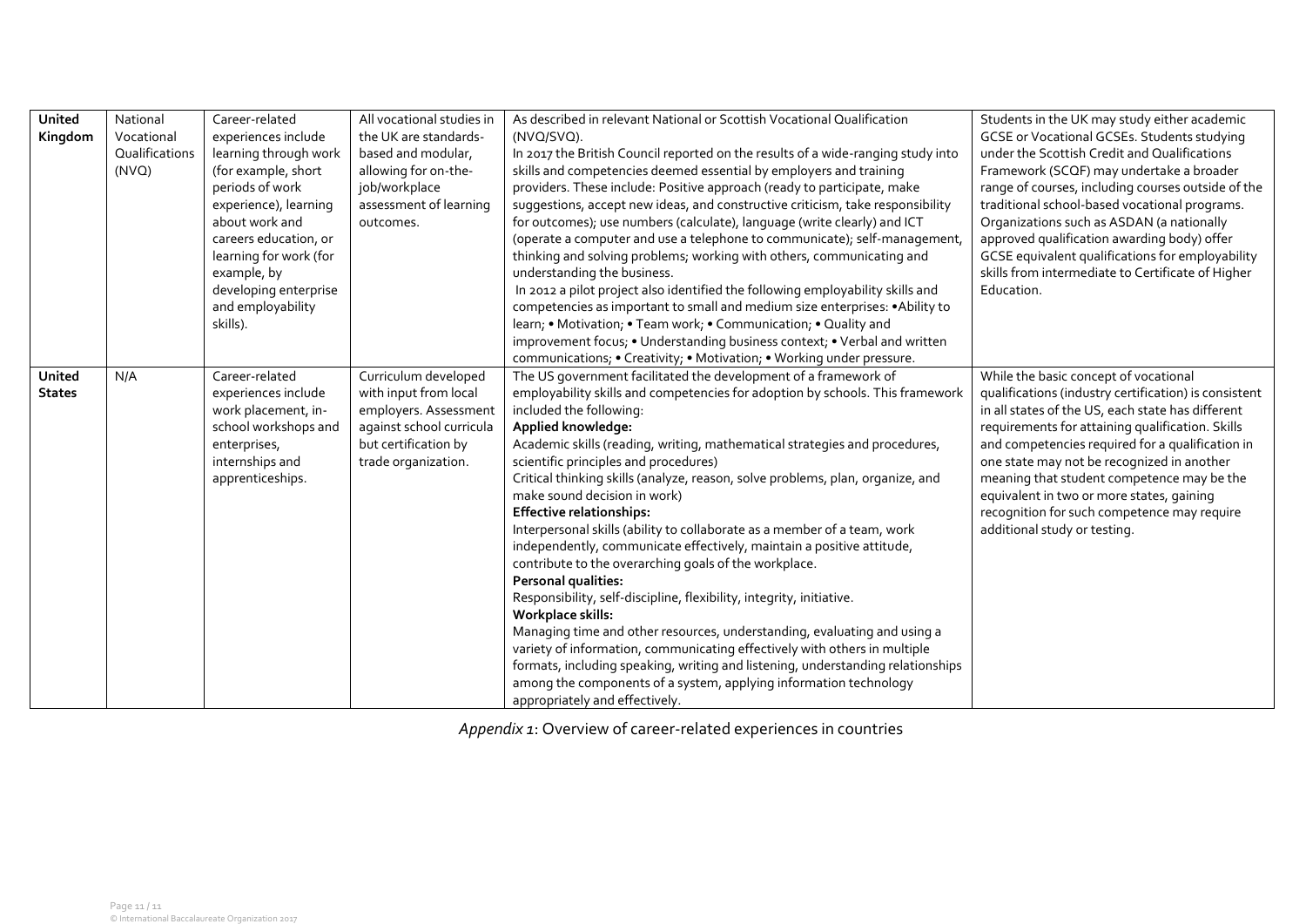| | | | | | |
|---|---|---|---|---|---|
| **United Kingdom** | National Vocational Qualifications (NVQ) | Career-related experiences include learning through work (for example, short periods of work experience), learning about work and careers education, or learning for work (for example, by developing enterprise and employability skills). | All vocational studies in the UK are standards-based and modular, allowing for on-the-job/workplace assessment of learning outcomes. | As described in relevant National or Scottish Vocational Qualification (NVQ/SVQ).<br>In 2017 the British Council reported on the results of a wide-ranging study into skills and competencies deemed essential by employers and training providers. These include: Positive approach (ready to participate, make suggestions, accept new ideas, and constructive criticism, take responsibility for outcomes); use numbers (calculate), language (write clearly) and ICT (operate a computer and use a telephone to communicate); self-management, thinking and solving problems; working with others, communicating and understanding the business.<br>In 2012 a pilot project also identified the following employability skills and competencies as important to small and medium size enterprises: •Ability to learn; • Motivation; • Team work; • Communication; • Quality and improvement focus; • Understanding business context; • Verbal and written communications; • Creativity; • Motivation; • Working under pressure. | Students in the UK may study either academic GCSE or Vocational GCSEs. Students studying under the Scottish Credit and Qualifications Framework (SCQF) may undertake a broader range of courses, including courses outside of the traditional school-based vocational programs. Organizations such as ASDAN (a nationally approved qualification awarding body) offer GCSE equivalent qualifications for employability skills from intermediate to Certificate of Higher Education. |
| **United States** | N/A | Career-related experiences include work placement, in-school workshops and enterprises, internships and apprenticeships. | Curriculum developed with input from local employers. Assessment against school curricula but certification by trade organization. | The US government facilitated the development of a framework of employability skills and competencies for adoption by schools. This framework included the following:<br>**Applied knowledge:**<br>Academic skills (reading, writing, mathematical strategies and procedures, scientific principles and procedures)<br>Critical thinking skills (analyze, reason, solve problems, plan, organize, and make sound decision in work)<br>**Effective relationships:**<br>Interpersonal skills (ability to collaborate as a member of a team, work independently, communicate effectively, maintain a positive attitude, contribute to the overarching goals of the workplace.<br>**Personal qualities:**<br>Responsibility, self-discipline, flexibility, integrity, initiative.<br>**Workplace skills:**<br>Managing time and other resources, understanding, evaluating and using a variety of information, communicating effectively with others in multiple formats, including speaking, writing and listening, understanding relationships among the components of a system, applying information technology appropriately and effectively. | While the basic concept of vocational qualifications (industry certification) is consistent in all states of the US, each state has different requirements for attaining qualification. Skills and competencies required for a qualification in one state may not be recognized in another meaning that student competence may be the equivalent in two or more states, gaining recognition for such competence may require additional study or testing. |

*Appendix 1*: Overview of career-related experiences in countries